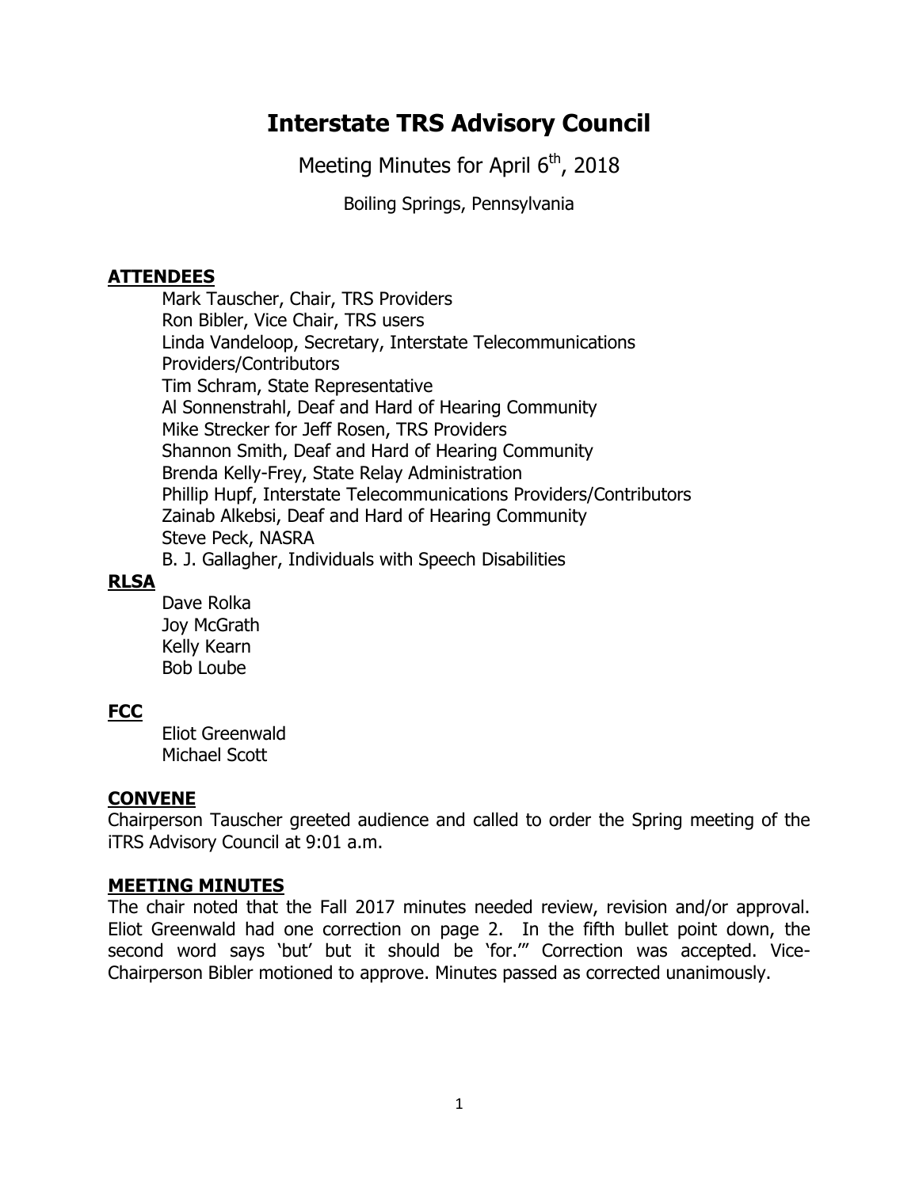# Interstate TRS Advisory Council

Meeting Minutes for April 6th, 2018

Boiling Springs, Pennsylvania

## ATTENDEES

Mark Tauscher, Chair, TRS Providers
Ron Bibler, Vice Chair, TRS users
Linda Vandeloop, Secretary, Interstate Telecommunications Providers/Contributors
Tim Schram, State Representative
Al Sonnenstrahl, Deaf and Hard of Hearing Community
Mike Strecker for Jeff Rosen, TRS Providers
Shannon Smith, Deaf and Hard of Hearing Community
Brenda Kelly-Frey, State Relay Administration
Phillip Hupf, Interstate Telecommunications Providers/Contributors
Zainab Alkebsi, Deaf and Hard of Hearing Community
Steve Peck, NASRA
B. J. Gallagher, Individuals with Speech Disabilities

## RLSA

Dave Rolka
Joy McGrath
Kelly Kearn
Bob Loube

## FCC

Eliot Greenwald
Michael Scott

## CONVENE

Chairperson Tauscher greeted audience and called to order the Spring meeting of the iTRS Advisory Council at 9:01 a.m.

## MEETING MINUTES

The chair noted that the Fall 2017 minutes needed review, revision and/or approval. Eliot Greenwald had one correction on page 2. In the fifth bullet point down, the second word says 'but' but it should be 'for.'" Correction was accepted. Vice-Chairperson Bibler motioned to approve. Minutes passed as corrected unanimously.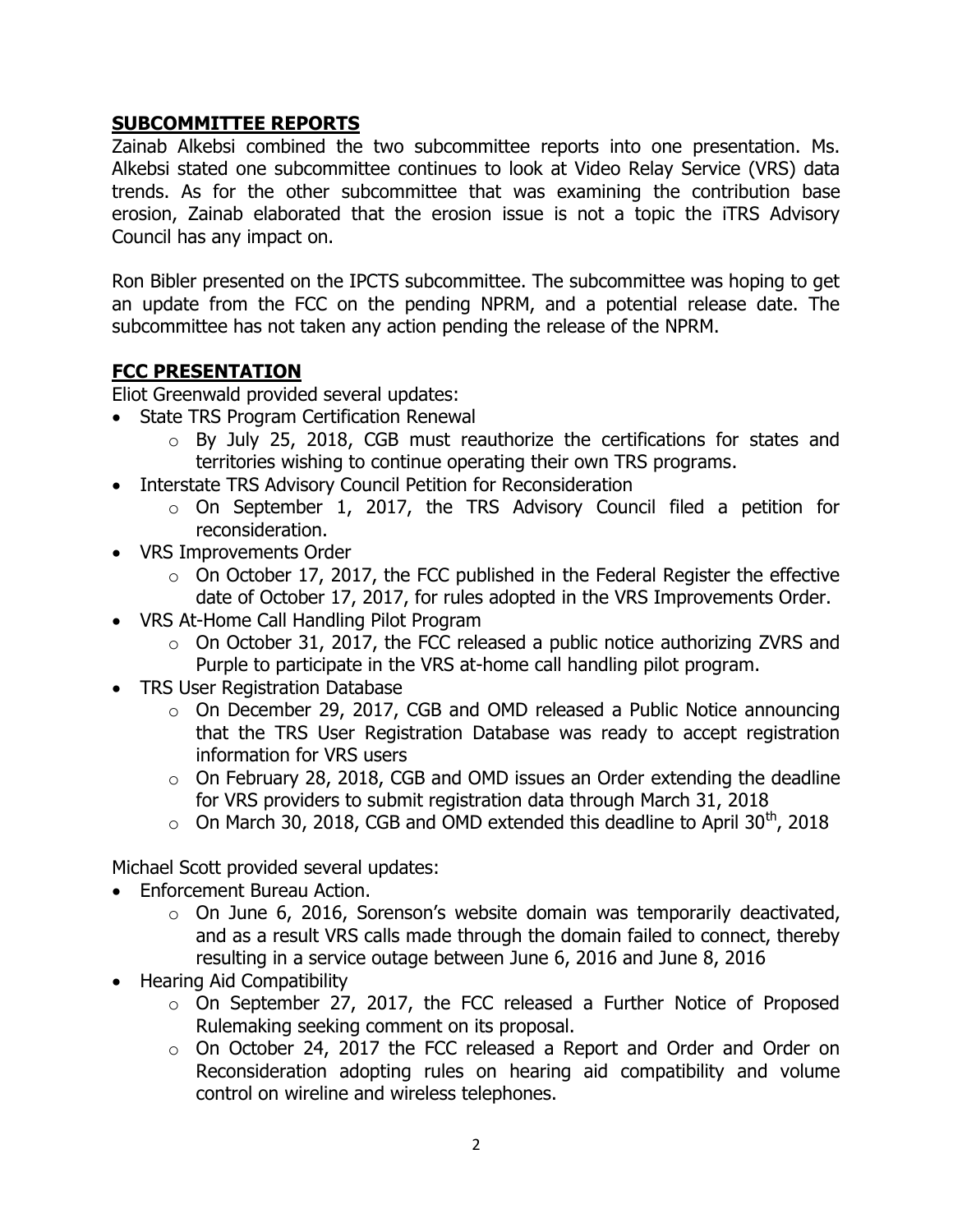## SUBCOMMITTEE REPORTS

Zainab Alkebsi combined the two subcommittee reports into one presentation. Ms. Alkebsi stated one subcommittee continues to look at Video Relay Service (VRS) data trends. As for the other subcommittee that was examining the contribution base erosion, Zainab elaborated that the erosion issue is not a topic the iTRS Advisory Council has any impact on.

Ron Bibler presented on the IPCTS subcommittee. The subcommittee was hoping to get an update from the FCC on the pending NPRM, and a potential release date. The subcommittee has not taken any action pending the release of the NPRM.

## FCC PRESENTATION

Eliot Greenwald provided several updates:

- State TRS Program Certification Renewal
  - By July 25, 2018, CGB must reauthorize the certifications for states and territories wishing to continue operating their own TRS programs.
- Interstate TRS Advisory Council Petition for Reconsideration
  - On September 1, 2017, the TRS Advisory Council filed a petition for reconsideration.
- VRS Improvements Order
  - On October 17, 2017, the FCC published in the Federal Register the effective date of October 17, 2017, for rules adopted in the VRS Improvements Order.
- VRS At-Home Call Handling Pilot Program
  - On October 31, 2017, the FCC released a public notice authorizing ZVRS and Purple to participate in the VRS at-home call handling pilot program.
- TRS User Registration Database
  - On December 29, 2017, CGB and OMD released a Public Notice announcing that the TRS User Registration Database was ready to accept registration information for VRS users
  - On February 28, 2018, CGB and OMD issues an Order extending the deadline for VRS providers to submit registration data through March 31, 2018
  - On March 30, 2018, CGB and OMD extended this deadline to April 30th, 2018

Michael Scott provided several updates:

- Enforcement Bureau Action.
  - On June 6, 2016, Sorenson's website domain was temporarily deactivated, and as a result VRS calls made through the domain failed to connect, thereby resulting in a service outage between June 6, 2016 and June 8, 2016
- Hearing Aid Compatibility
  - On September 27, 2017, the FCC released a Further Notice of Proposed Rulemaking seeking comment on its proposal.
  - On October 24, 2017 the FCC released a Report and Order and Order on Reconsideration adopting rules on hearing aid compatibility and volume control on wireline and wireless telephones.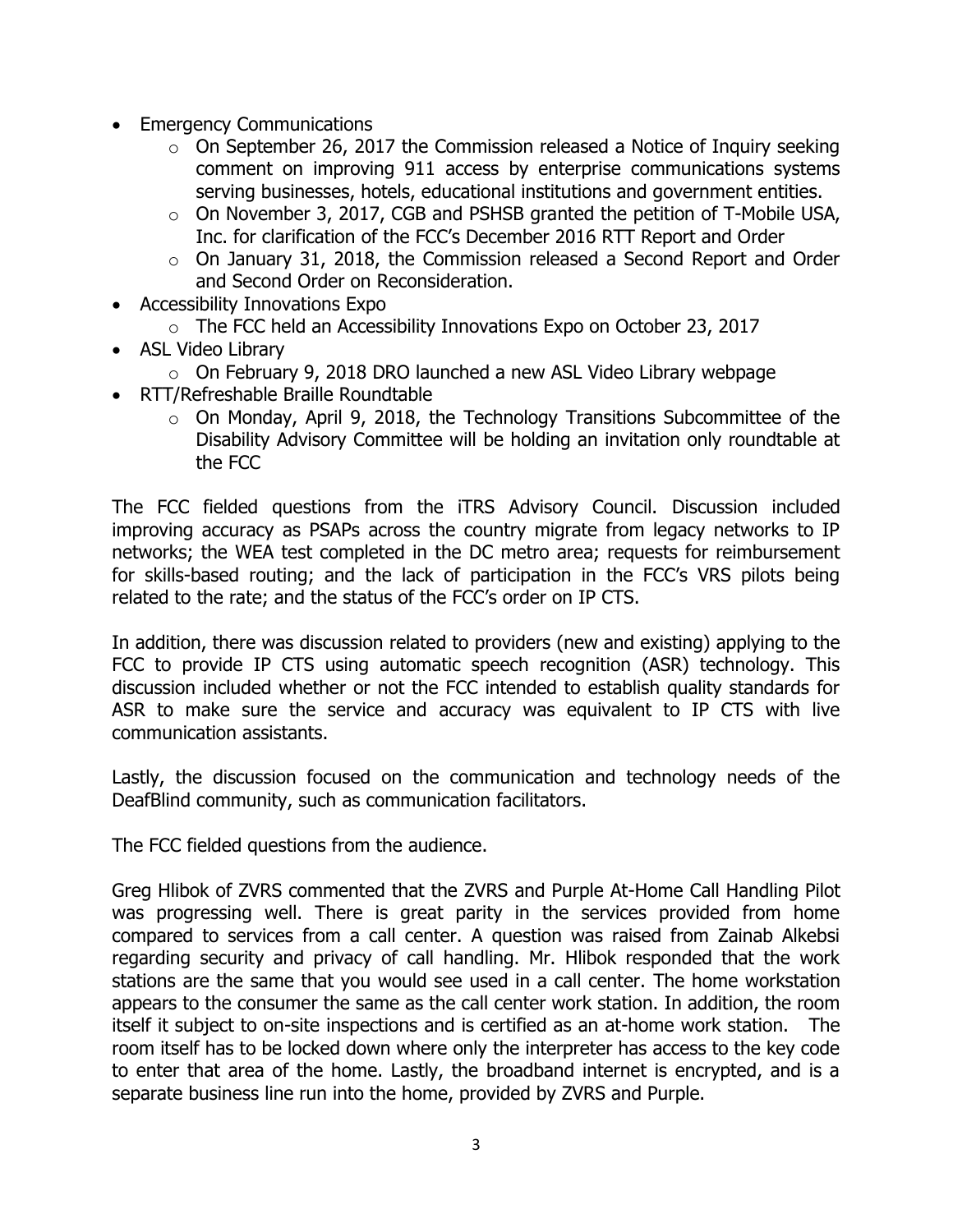- Emergency Communications
  - On September 26, 2017 the Commission released a Notice of Inquiry seeking comment on improving 911 access by enterprise communications systems serving businesses, hotels, educational institutions and government entities.
  - On November 3, 2017, CGB and PSHSB granted the petition of T-Mobile USA, Inc. for clarification of the FCC's December 2016 RTT Report and Order
  - On January 31, 2018, the Commission released a Second Report and Order and Second Order on Reconsideration.
- Accessibility Innovations Expo
  - The FCC held an Accessibility Innovations Expo on October 23, 2017
- ASL Video Library
  - On February 9, 2018 DRO launched a new ASL Video Library webpage
- RTT/Refreshable Braille Roundtable
  - On Monday, April 9, 2018, the Technology Transitions Subcommittee of the Disability Advisory Committee will be holding an invitation only roundtable at the FCC

The FCC fielded questions from the iTRS Advisory Council. Discussion included improving accuracy as PSAPs across the country migrate from legacy networks to IP networks; the WEA test completed in the DC metro area; requests for reimbursement for skills-based routing; and the lack of participation in the FCC's VRS pilots being related to the rate; and the status of the FCC's order on IP CTS.

In addition, there was discussion related to providers (new and existing) applying to the FCC to provide IP CTS using automatic speech recognition (ASR) technology. This discussion included whether or not the FCC intended to establish quality standards for ASR to make sure the service and accuracy was equivalent to IP CTS with live communication assistants.

Lastly, the discussion focused on the communication and technology needs of the DeafBlind community, such as communication facilitators.

The FCC fielded questions from the audience.

Greg Hlibok of ZVRS commented that the ZVRS and Purple At-Home Call Handling Pilot was progressing well. There is great parity in the services provided from home compared to services from a call center. A question was raised from Zainab Alkebsi regarding security and privacy of call handling. Mr. Hlibok responded that the work stations are the same that you would see used in a call center. The home workstation appears to the consumer the same as the call center work station. In addition, the room itself it subject to on-site inspections and is certified as an at-home work station. The room itself has to be locked down where only the interpreter has access to the key code to enter that area of the home. Lastly, the broadband internet is encrypted, and is a separate business line run into the home, provided by ZVRS and Purple.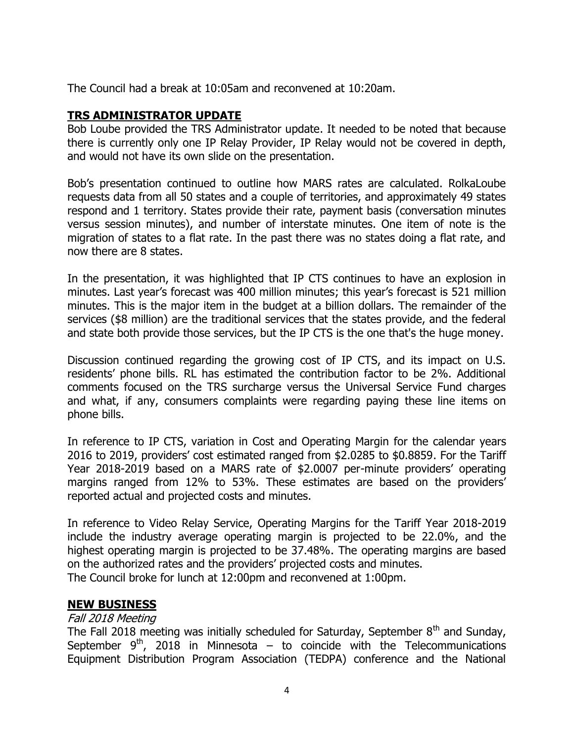The Council had a break at 10:05am and reconvened at 10:20am.

## TRS ADMINISTRATOR UPDATE

Bob Loube provided the TRS Administrator update. It needed to be noted that because there is currently only one IP Relay Provider, IP Relay would not be covered in depth, and would not have its own slide on the presentation.

Bob's presentation continued to outline how MARS rates are calculated. RolkaLoube requests data from all 50 states and a couple of territories, and approximately 49 states respond and 1 territory. States provide their rate, payment basis (conversation minutes versus session minutes), and number of interstate minutes. One item of note is the migration of states to a flat rate. In the past there was no states doing a flat rate, and now there are 8 states.

In the presentation, it was highlighted that IP CTS continues to have an explosion in minutes. Last year's forecast was 400 million minutes; this year's forecast is 521 million minutes. This is the major item in the budget at a billion dollars. The remainder of the services ($8 million) are the traditional services that the states provide, and the federal and state both provide those services, but the IP CTS is the one that's the huge money.

Discussion continued regarding the growing cost of IP CTS, and its impact on U.S. residents' phone bills. RL has estimated the contribution factor to be 2%. Additional comments focused on the TRS surcharge versus the Universal Service Fund charges and what, if any, consumers complaints were regarding paying these line items on phone bills.

In reference to IP CTS, variation in Cost and Operating Margin for the calendar years 2016 to 2019, providers' cost estimated ranged from $2.0285 to $0.8859. For the Tariff Year 2018-2019 based on a MARS rate of $2.0007 per-minute providers' operating margins ranged from 12% to 53%. These estimates are based on the providers' reported actual and projected costs and minutes.

In reference to Video Relay Service, Operating Margins for the Tariff Year 2018-2019 include the industry average operating margin is projected to be 22.0%, and the highest operating margin is projected to be 37.48%. The operating margins are based on the authorized rates and the providers' projected costs and minutes.
The Council broke for lunch at 12:00pm and reconvened at 1:00pm.

## NEW BUSINESS

*Fall 2018 Meeting*

The Fall 2018 meeting was initially scheduled for Saturday, September 8th and Sunday, September 9th, 2018 in Minnesota – to coincide with the Telecommunications Equipment Distribution Program Association (TEDPA) conference and the National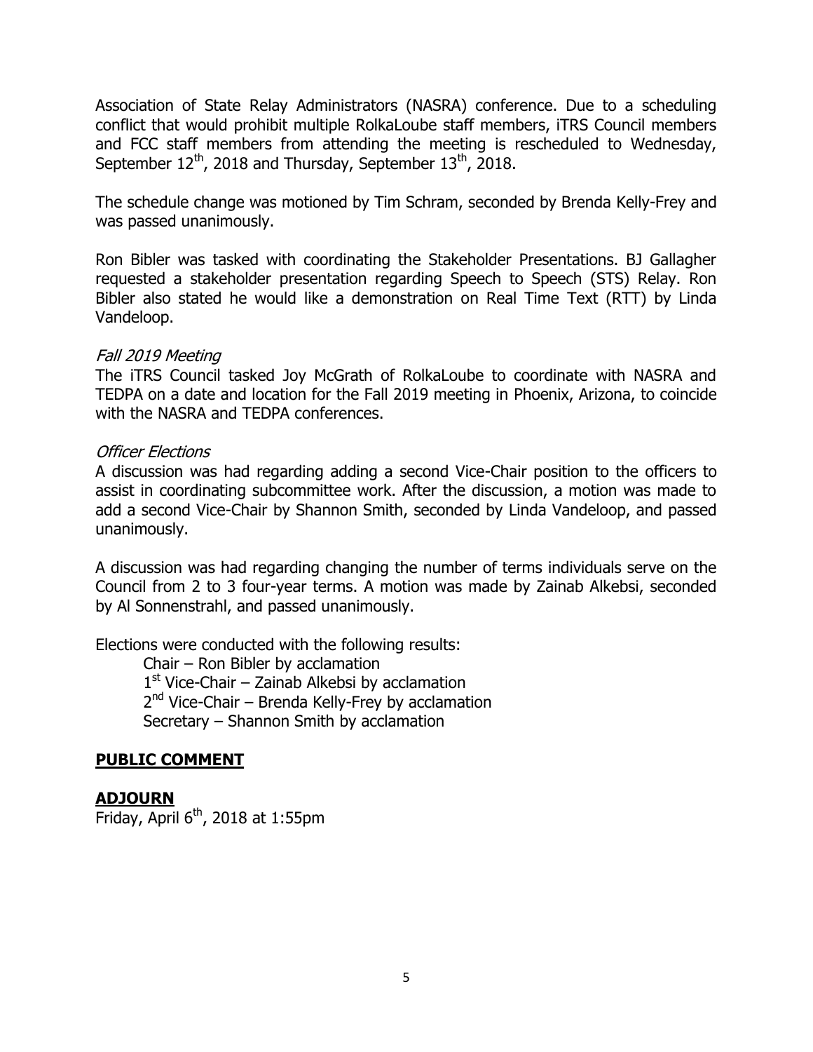Association of State Relay Administrators (NASRA) conference. Due to a scheduling conflict that would prohibit multiple RolkaLoube staff members, iTRS Council members and FCC staff members from attending the meeting is rescheduled to Wednesday, September 12th, 2018 and Thursday, September 13th, 2018.

The schedule change was motioned by Tim Schram, seconded by Brenda Kelly-Frey and was passed unanimously.

Ron Bibler was tasked with coordinating the Stakeholder Presentations. BJ Gallagher requested a stakeholder presentation regarding Speech to Speech (STS) Relay. Ron Bibler also stated he would like a demonstration on Real Time Text (RTT) by Linda Vandeloop.

*Fall 2019 Meeting*

The iTRS Council tasked Joy McGrath of RolkaLoube to coordinate with NASRA and TEDPA on a date and location for the Fall 2019 meeting in Phoenix, Arizona, to coincide with the NASRA and TEDPA conferences.

*Officer Elections*

A discussion was had regarding adding a second Vice-Chair position to the officers to assist in coordinating subcommittee work. After the discussion, a motion was made to add a second Vice-Chair by Shannon Smith, seconded by Linda Vandeloop, and passed unanimously.

A discussion was had regarding changing the number of terms individuals serve on the Council from 2 to 3 four-year terms. A motion was made by Zainab Alkebsi, seconded by Al Sonnenstrahl, and passed unanimously.

Elections were conducted with the following results:

Chair – Ron Bibler by acclamation
1st Vice-Chair – Zainab Alkebsi by acclamation
2nd Vice-Chair – Brenda Kelly-Frey by acclamation
Secretary – Shannon Smith by acclamation

## **PUBLIC COMMENT**

## **ADJOURN**

Friday, April 6th, 2018 at 1:55pm